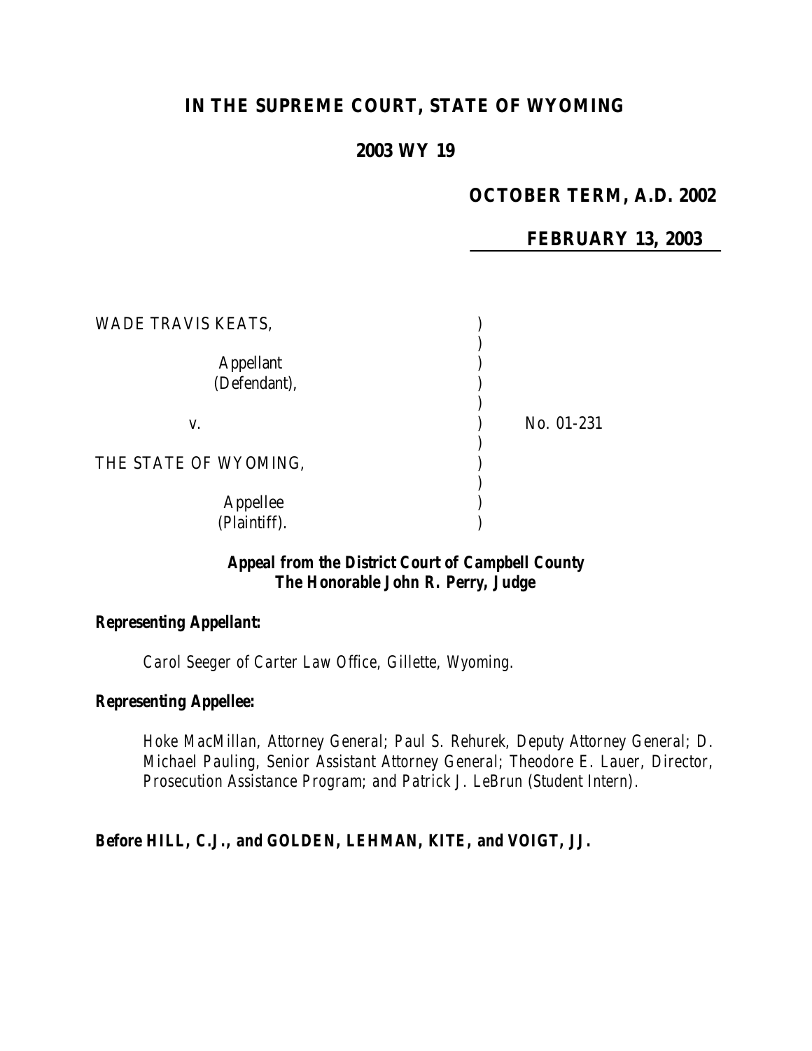# IN THE SUPREME COURT, STATE OF WYOMING

## 2003 WY 19

### OCTOBER TERM, A.D. 2002

### FEBRUARY 13, 2003

| | | |
|---|---|---|
| WADE TRAVIS KEATS, | ) | |
| | ) | |
| Appellant | ) | |
| (Defendant), | ) | |
| | ) | |
| v. | ) | No. 01-231 |
| | ) | |
| THE STATE OF WYOMING, | ) | |
| | ) | |
| Appellee | ) | |
| (Plaintiff). | ) | |

***Appeal from the District Court of Campbell County***
***The Honorable John R. Perry, Judge***

**Representing Appellant:**

*Carol Seeger of Carter Law Office, Gillette, Wyoming.*

**Representing Appellee:**

*Hoke MacMillan, Attorney General; Paul S. Rehurek, Deputy Attorney General; D. Michael Pauling, Senior Assistant Attorney General; Theodore E. Lauer, Director, Prosecution Assistance Program; and Patrick J. LeBrun (Student Intern).*

**Before HILL, C.J., and GOLDEN, LEHMAN, KITE, and VOIGT, JJ.**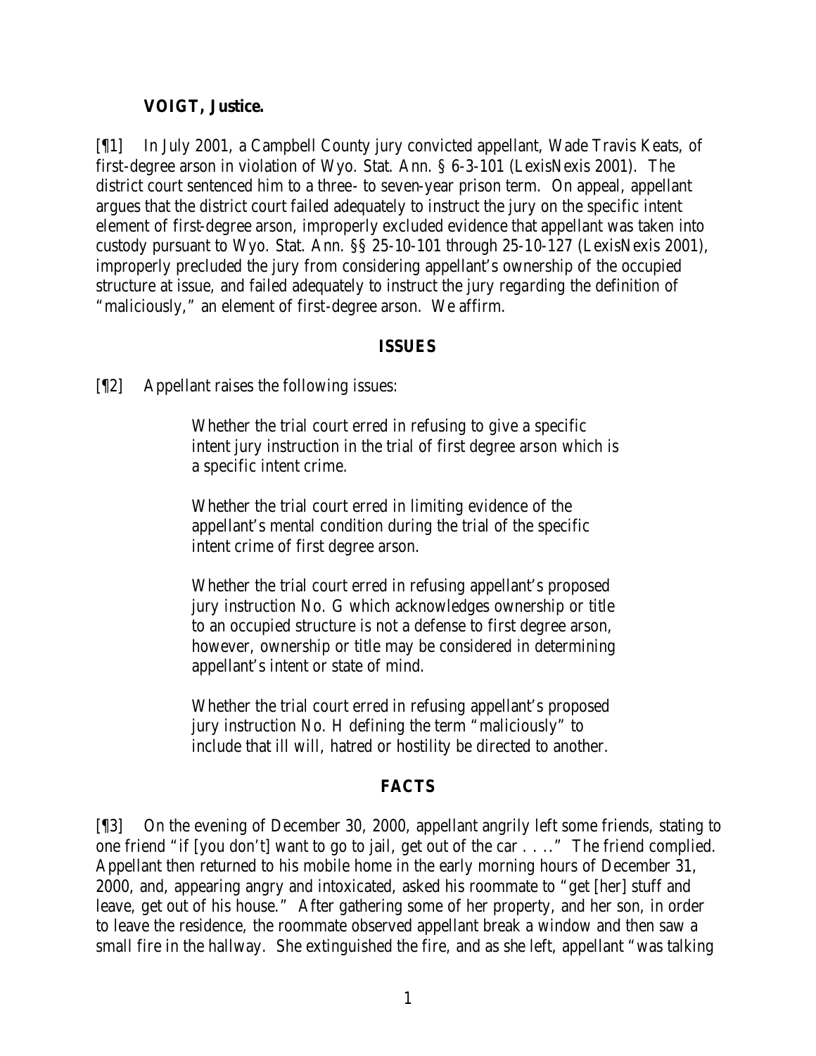**VOIGT, Justice.**

[¶1] In July 2001, a Campbell County jury convicted appellant, Wade Travis Keats, of first-degree arson in violation of Wyo. Stat. Ann. § 6-3-101 (LexisNexis 2001). The district court sentenced him to a three- to seven-year prison term. On appeal, appellant argues that the district court failed adequately to instruct the jury on the specific intent element of first-degree arson, improperly excluded evidence that appellant was taken into custody pursuant to Wyo. Stat. Ann. §§ 25-10-101 through 25-10-127 (LexisNexis 2001), improperly precluded the jury from considering appellant's ownership of the occupied structure at issue, and failed adequately to instruct the jury regarding the definition of "maliciously," an element of first-degree arson. We affirm.

## ISSUES

[¶2] Appellant raises the following issues:

> Whether the trial court erred in refusing to give a specific intent jury instruction in the trial of first degree arson which is a specific intent crime.
>
> Whether the trial court erred in limiting evidence of the appellant's mental condition during the trial of the specific intent crime of first degree arson.
>
> Whether the trial court erred in refusing appellant's proposed jury instruction No. G which acknowledges ownership or title to an occupied structure is not a defense to first degree arson, however, ownership or title may be considered in determining appellant's intent or state of mind.
>
> Whether the trial court erred in refusing appellant's proposed jury instruction No. H defining the term "maliciously" to include that ill will, hatred or hostility be directed to another.

## FACTS

[¶3] On the evening of December 30, 2000, appellant angrily left some friends, stating to one friend "if [you don't] want to go to jail, get out of the car . . .." The friend complied. Appellant then returned to his mobile home in the early morning hours of December 31, 2000, and, appearing angry and intoxicated, asked his roommate to "get [her] stuff and leave, get out of his house." After gathering some of her property, and her son, in order to leave the residence, the roommate observed appellant break a window and then saw a small fire in the hallway. She extinguished the fire, and as she left, appellant "was talking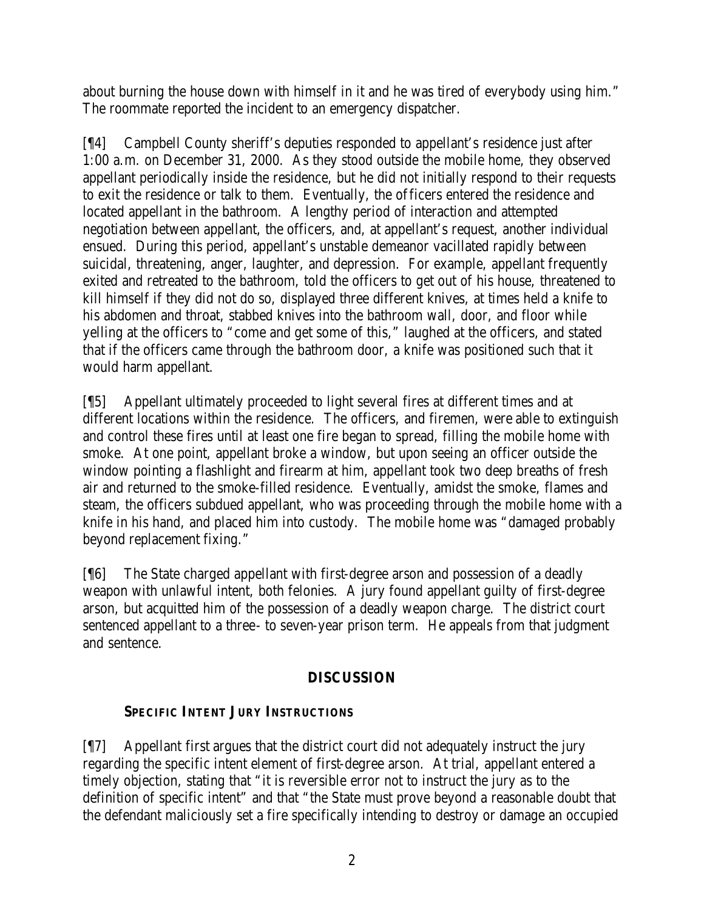about burning the house down with himself in it and he was tired of everybody using him." The roommate reported the incident to an emergency dispatcher.

[¶4] Campbell County sheriff's deputies responded to appellant's residence just after 1:00 a.m. on December 31, 2000. As they stood outside the mobile home, they observed appellant periodically inside the residence, but he did not initially respond to their requests to exit the residence or talk to them. Eventually, the officers entered the residence and located appellant in the bathroom. A lengthy period of interaction and attempted negotiation between appellant, the officers, and, at appellant's request, another individual ensued. During this period, appellant's unstable demeanor vacillated rapidly between suicidal, threatening, anger, laughter, and depression. For example, appellant frequently exited and retreated to the bathroom, told the officers to get out of his house, threatened to kill himself if they did not do so, displayed three different knives, at times held a knife to his abdomen and throat, stabbed knives into the bathroom wall, door, and floor while yelling at the officers to "come and get some of this," laughed at the officers, and stated that if the officers came through the bathroom door, a knife was positioned such that it would harm appellant.

[¶5] Appellant ultimately proceeded to light several fires at different times and at different locations within the residence. The officers, and firemen, were able to extinguish and control these fires until at least one fire began to spread, filling the mobile home with smoke. At one point, appellant broke a window, but upon seeing an officer outside the window pointing a flashlight and firearm at him, appellant took two deep breaths of fresh air and returned to the smoke-filled residence. Eventually, amidst the smoke, flames and steam, the officers subdued appellant, who was proceeding through the mobile home with a knife in his hand, and placed him into custody. The mobile home was "damaged probably beyond replacement fixing."

[¶6] The State charged appellant with first-degree arson and possession of a deadly weapon with unlawful intent, both felonies. A jury found appellant guilty of first-degree arson, but acquitted him of the possession of a deadly weapon charge. The district court sentenced appellant to a three- to seven-year prison term. He appeals from that judgment and sentence.

## DISCUSSION

### SPECIFIC INTENT JURY INSTRUCTIONS

[¶7] Appellant first argues that the district court did not adequately instruct the jury regarding the specific intent element of first-degree arson. At trial, appellant entered a timely objection, stating that "it is reversible error not to instruct the jury as to the definition of specific intent" and that "the State must prove beyond a reasonable doubt that the defendant maliciously set a fire specifically intending to destroy or damage an occupied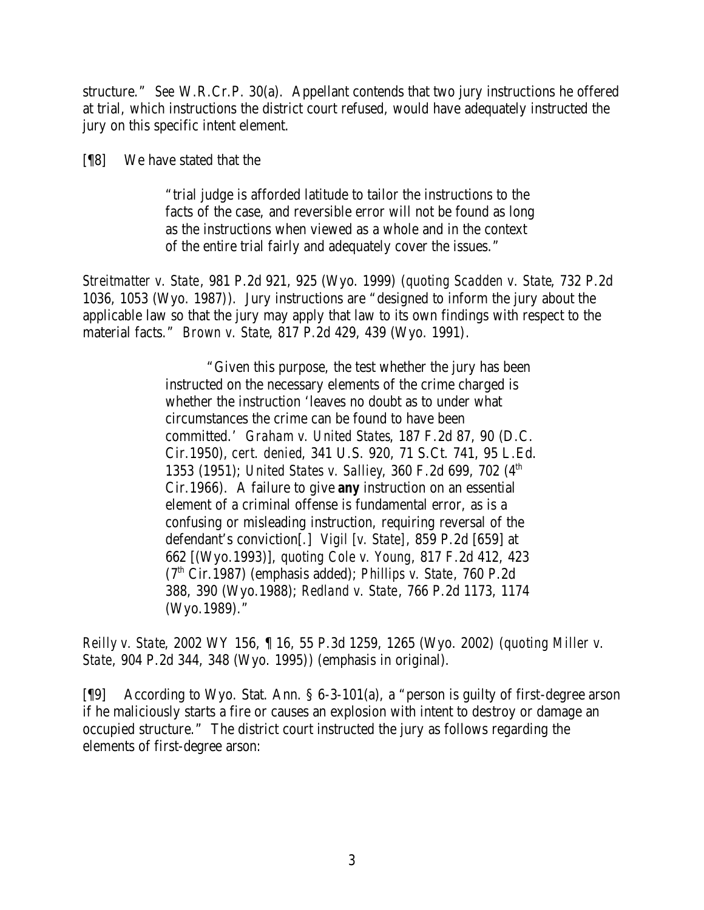structure." *See* W.R.Cr.P. 30(a). Appellant contends that two jury instructions he offered at trial, which instructions the district court refused, would have adequately instructed the jury on this specific intent element.

[¶8] We have stated that the

> "trial judge is afforded latitude to tailor the instructions to the facts of the case, and reversible error will not be found as long as the instructions when viewed as a whole and in the context of the entire trial fairly and adequately cover the issues."

*Streitmatter v. State*, 981 P.2d 921, 925 (Wyo. 1999) (*quoting Scadden v. State*, 732 P.2d 1036, 1053 (Wyo. 1987)). Jury instructions are "designed to inform the jury about the applicable law so that the jury may apply that law to its own findings with respect to the material facts." *Brown v. State*, 817 P.2d 429, 439 (Wyo. 1991).

> "Given this purpose, the test whether the jury has been instructed on the necessary elements of the crime charged is whether the instruction 'leaves no doubt as to under what circumstances the crime can be found to have been committed.' *Graham v. United States*, 187 F.2d 87, 90 (D.C. Cir.1950), *cert. denied*, 341 U.S. 920, 71 S.Ct. 741, 95 L.Ed. 1353 (1951); *United States v. Salliey*, 360 F.2d 699, 702 (4th Cir.1966). A failure to give **any** instruction on an essential element of a criminal offense is fundamental error, as is a confusing or misleading instruction, requiring reversal of the defendant's conviction[.] *Vigil* [*v. State*], 859 P.2d [659] at 662 [(Wyo.1993)], *quoting Cole v. Young*, 817 F.2d 412, 423 (7th Cir.1987) (emphasis added); *Phillips v. State*, 760 P.2d 388, 390 (Wyo.1988); *Redland v. State*, 766 P.2d 1173, 1174 (Wyo.1989)."

*Reilly v. State*, 2002 WY 156, ¶ 16, 55 P.3d 1259, 1265 (Wyo. 2002) (*quoting Miller v. State*, 904 P.2d 344, 348 (Wyo. 1995)) (emphasis in original).

[¶9] According to Wyo. Stat. Ann. § 6-3-101(a), a "person is guilty of first-degree arson if he maliciously starts a fire or causes an explosion with intent to destroy or damage an occupied structure." The district court instructed the jury as follows regarding the elements of first-degree arson: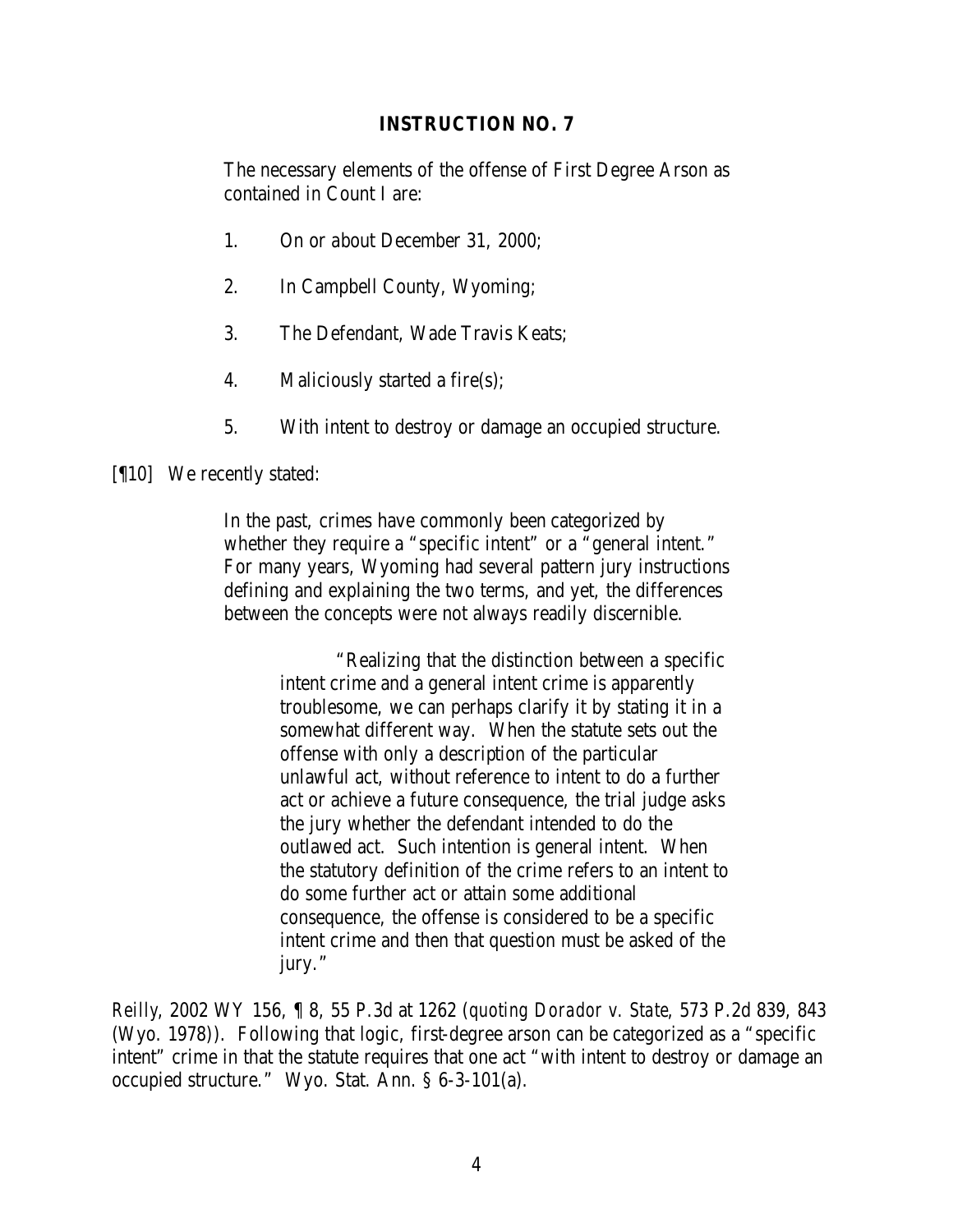**INSTRUCTION NO. 7**

> The necessary elements of the offense of First Degree Arson as contained in Count I are:
>
> 1. On or about December 31, 2000;
>
> 2. In Campbell County, Wyoming;
>
> 3. The Defendant, Wade Travis Keats;
>
> 4. Maliciously started a fire(s);
>
> 5. With intent to destroy or damage an occupied structure.

[¶10] We recently stated:

> In the past, crimes have commonly been categorized by whether they require a "specific intent" or a "general intent." For many years, Wyoming had several pattern jury instructions defining and explaining the two terms, and yet, the differences between the concepts were not always readily discernible.
>
>> "Realizing that the distinction between a specific intent crime and a general intent crime is apparently troublesome, we can perhaps clarify it by stating it in a somewhat different way. When the statute sets out the offense with only a description of the particular unlawful act, without reference to intent to do a further act or achieve a future consequence, the trial judge asks the jury whether the defendant intended to do the outlawed act. Such intention is general intent. When the statutory definition of the crime refers to an intent to do some further act or attain some additional consequence, the offense is considered to be a specific intent crime and then that question must be asked of the jury."

*Reilly*, 2002 WY 156, ¶ 8, 55 P.3d at 1262 (*quoting Dorador v. State*, 573 P.2d 839, 843 (Wyo. 1978)). Following that logic, first-degree arson can be categorized as a "specific intent" crime in that the statute requires that one act "with intent to destroy or damage an occupied structure." Wyo. Stat. Ann. § 6-3-101(a).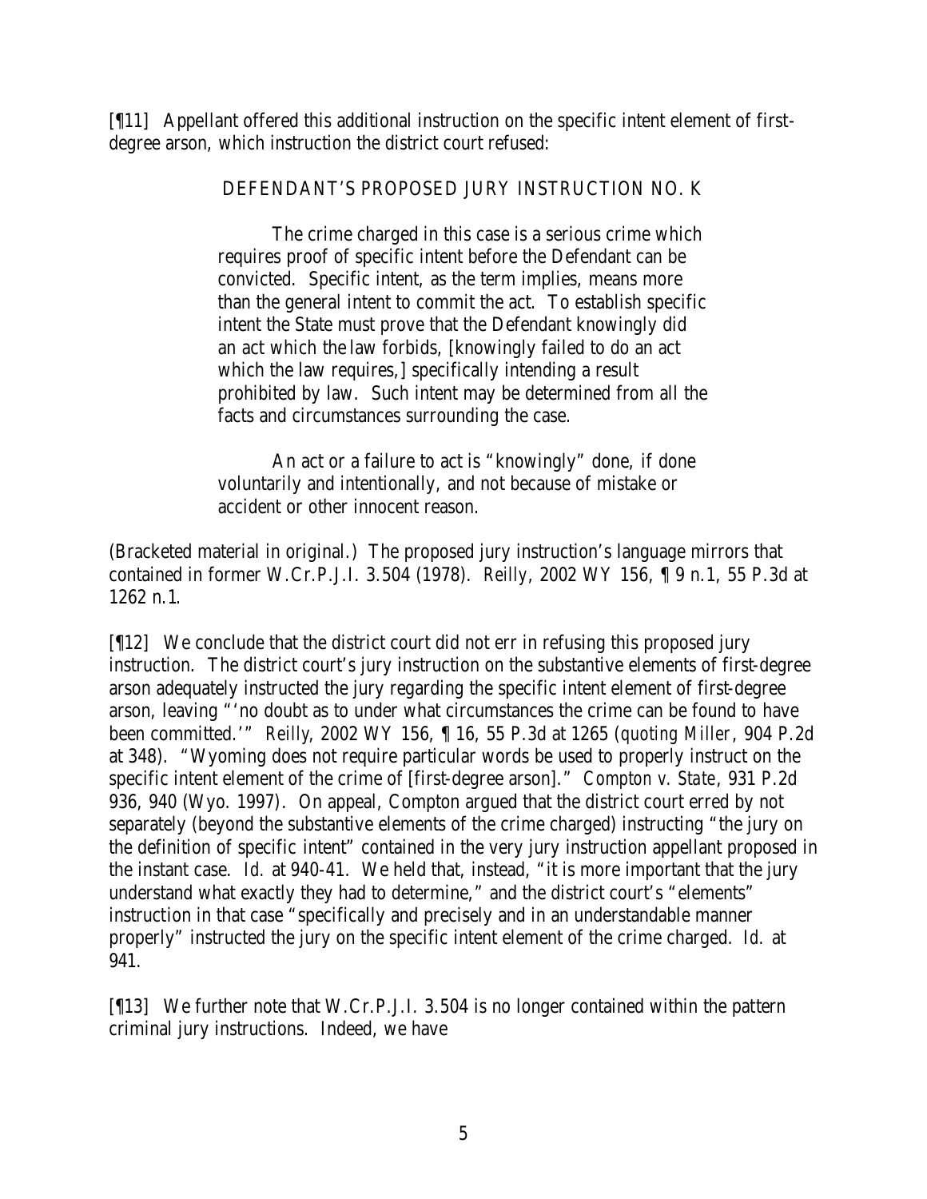[¶11] Appellant offered this additional instruction on the specific intent element of first-degree arson, which instruction the district court refused:

DEFENDANT'S PROPOSED JURY INSTRUCTION NO. K

> The crime charged in this case is a serious crime which requires proof of specific intent before the Defendant can be convicted. Specific intent, as the term implies, means more than the general intent to commit the act. To establish specific intent the State must prove that the Defendant knowingly did an act which the law forbids, [knowingly failed to do an act which the law requires,] specifically intending a result prohibited by law. Such intent may be determined from all the facts and circumstances surrounding the case.
>
> An act or a failure to act is "knowingly" done, if done voluntarily and intentionally, and not because of mistake or accident or other innocent reason.

(Bracketed material in original.) The proposed jury instruction's language mirrors that contained in former W.Cr.P.J.I. 3.504 (1978). *Reilly*, 2002 WY 156, ¶ 9 n.1, 55 P.3d at 1262 n.1.

[¶12] We conclude that the district court did not err in refusing this proposed jury instruction. The district court's jury instruction on the substantive elements of first-degree arson adequately instructed the jury regarding the specific intent element of first-degree arson, leaving "'no doubt as to under what circumstances the crime can be found to have been committed.'" *Reilly*, 2002 WY 156, ¶ 16, 55 P.3d at 1265 (*quoting Miller*, 904 P.2d at 348). "Wyoming does not require particular words be used to properly instruct on the specific intent element of the crime of [first-degree arson]." *Compton v. State*, 931 P.2d 936, 940 (Wyo. 1997). On appeal, Compton argued that the district court erred by not separately (beyond the substantive elements of the crime charged) instructing "the jury on the definition of specific intent" contained in the very jury instruction appellant proposed in the instant case. *Id.* at 940-41. We held that, instead, "it is more important that the jury understand what exactly they had to determine," and the district court's "elements" instruction in that case "specifically and precisely and in an understandable manner properly" instructed the jury on the specific intent element of the crime charged. *Id.* at 941.

[¶13] We further note that W.Cr.P.J.I. 3.504 is no longer contained within the pattern criminal jury instructions. Indeed, we have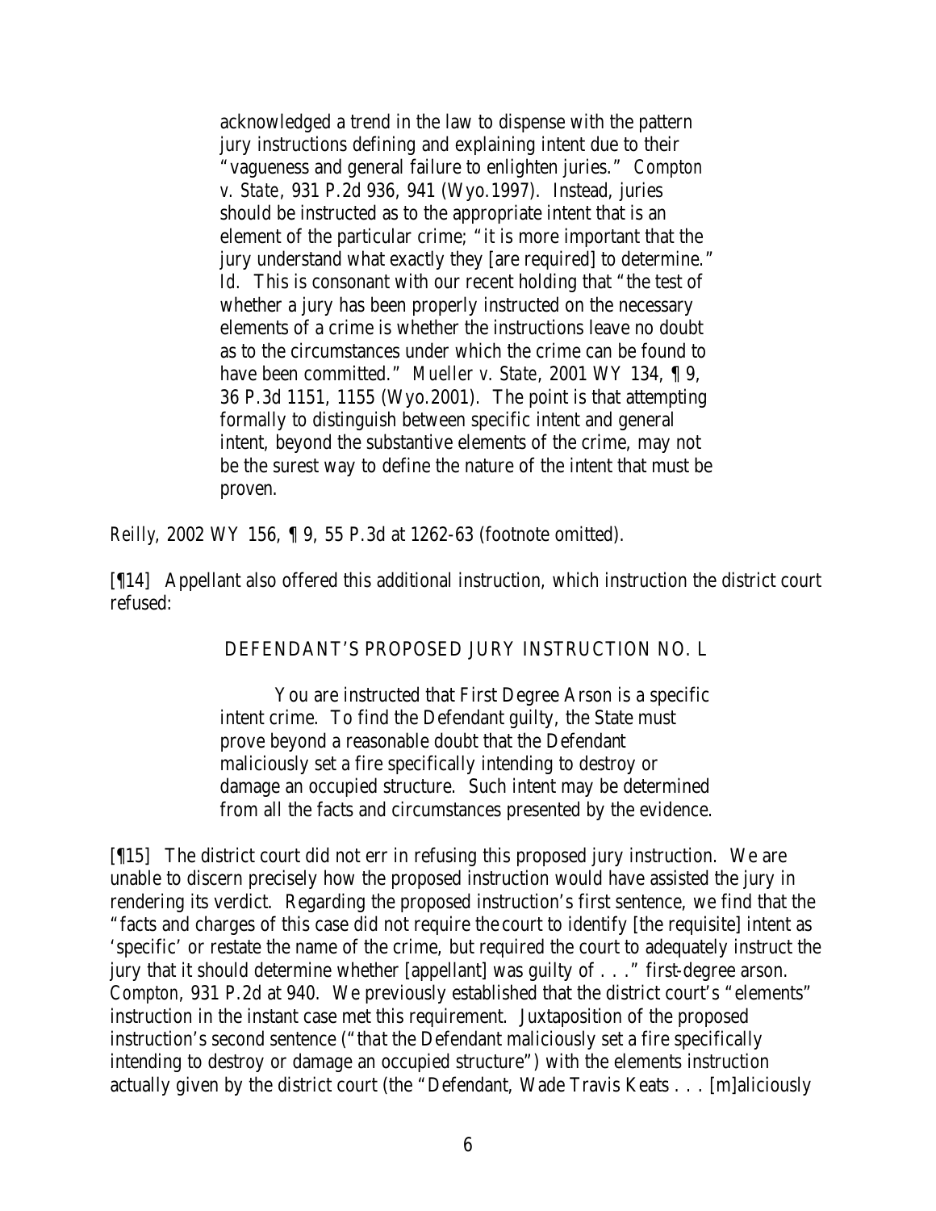> acknowledged a trend in the law to dispense with the pattern jury instructions defining and explaining intent due to their "vagueness and general failure to enlighten juries." *Compton v. State*, 931 P.2d 936, 941 (Wyo.1997). Instead, juries should be instructed as to the appropriate intent that is an element of the particular crime; "it is more important that the jury understand what exactly they [are required] to determine." *Id.* This is consonant with our recent holding that "the test of whether a jury has been properly instructed on the necessary elements of a crime is whether the instructions leave no doubt as to the circumstances under which the crime can be found to have been committed." *Mueller v. State*, 2001 WY 134, ¶ 9, 36 P.3d 1151, 1155 (Wyo.2001). The point is that attempting formally to distinguish between specific intent and general intent, beyond the substantive elements of the crime, may not be the surest way to define the nature of the intent that must be proven.

*Reilly*, 2002 WY 156, ¶ 9, 55 P.3d at 1262-63 (footnote omitted).

[¶14] Appellant also offered this additional instruction, which instruction the district court refused:

> DEFENDANT'S PROPOSED JURY INSTRUCTION NO. L
>
> You are instructed that First Degree Arson is a specific intent crime. To find the Defendant guilty, the State must prove beyond a reasonable doubt that the Defendant maliciously set a fire specifically intending to destroy or damage an occupied structure. Such intent may be determined from all the facts and circumstances presented by the evidence.

[¶15] The district court did not err in refusing this proposed jury instruction. We are unable to discern precisely how the proposed instruction would have assisted the jury in rendering its verdict. Regarding the proposed instruction's first sentence, we find that the "facts and charges of this case did not require the court to identify [the requisite] intent as 'specific' or restate the name of the crime, but required the court to adequately instruct the jury that it should determine whether [appellant] was guilty of . . ." first-degree arson. *Compton*, 931 P.2d at 940. We previously established that the district court's "elements" instruction in the instant case met this requirement. Juxtaposition of the proposed instruction's second sentence ("that the Defendant maliciously set a fire specifically intending to destroy or damage an occupied structure") with the elements instruction actually given by the district court (the "Defendant, Wade Travis Keats . . . [m]aliciously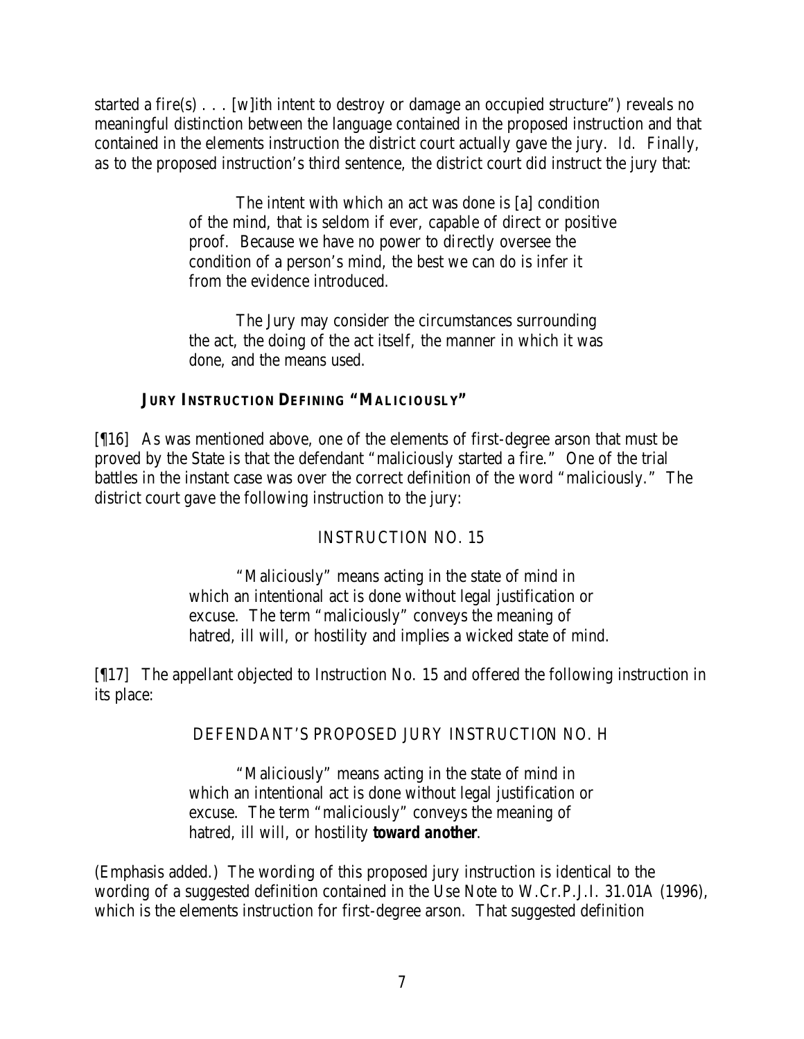started a fire(s) . . . [w]ith intent to destroy or damage an occupied structure") reveals no meaningful distinction between the language contained in the proposed instruction and that contained in the elements instruction the district court actually gave the jury. *Id.* Finally, as to the proposed instruction's third sentence, the district court did instruct the jury that:

> The intent with which an act was done is [a] condition of the mind, that is seldom if ever, capable of direct or positive proof. Because we have no power to directly oversee the condition of a person's mind, the best we can do is infer it from the evidence introduced.
>
> The Jury may consider the circumstances surrounding the act, the doing of the act itself, the manner in which it was done, and the means used.

### JURY INSTRUCTION DEFINING "MALICIOUSLY"

[¶16] As was mentioned above, one of the elements of first-degree arson that must be proved by the State is that the defendant "maliciously started a fire." One of the trial battles in the instant case was over the correct definition of the word "maliciously." The district court gave the following instruction to the jury:

> INSTRUCTION NO. 15
>
> "Maliciously" means acting in the state of mind in which an intentional act is done without legal justification or excuse. The term "maliciously" conveys the meaning of hatred, ill will, or hostility and implies a wicked state of mind.

[¶17] The appellant objected to Instruction No. 15 and offered the following instruction in its place:

> DEFENDANT'S PROPOSED JURY INSTRUCTION NO. H
>
> "Maliciously" means acting in the state of mind in which an intentional act is done without legal justification or excuse. The term "maliciously" conveys the meaning of hatred, ill will, or hostility ***toward another***.

(Emphasis added.) The wording of this proposed jury instruction is identical to the wording of a suggested definition contained in the Use Note to W.Cr.P.J.I. 31.01A (1996), which is the elements instruction for first-degree arson. That suggested definition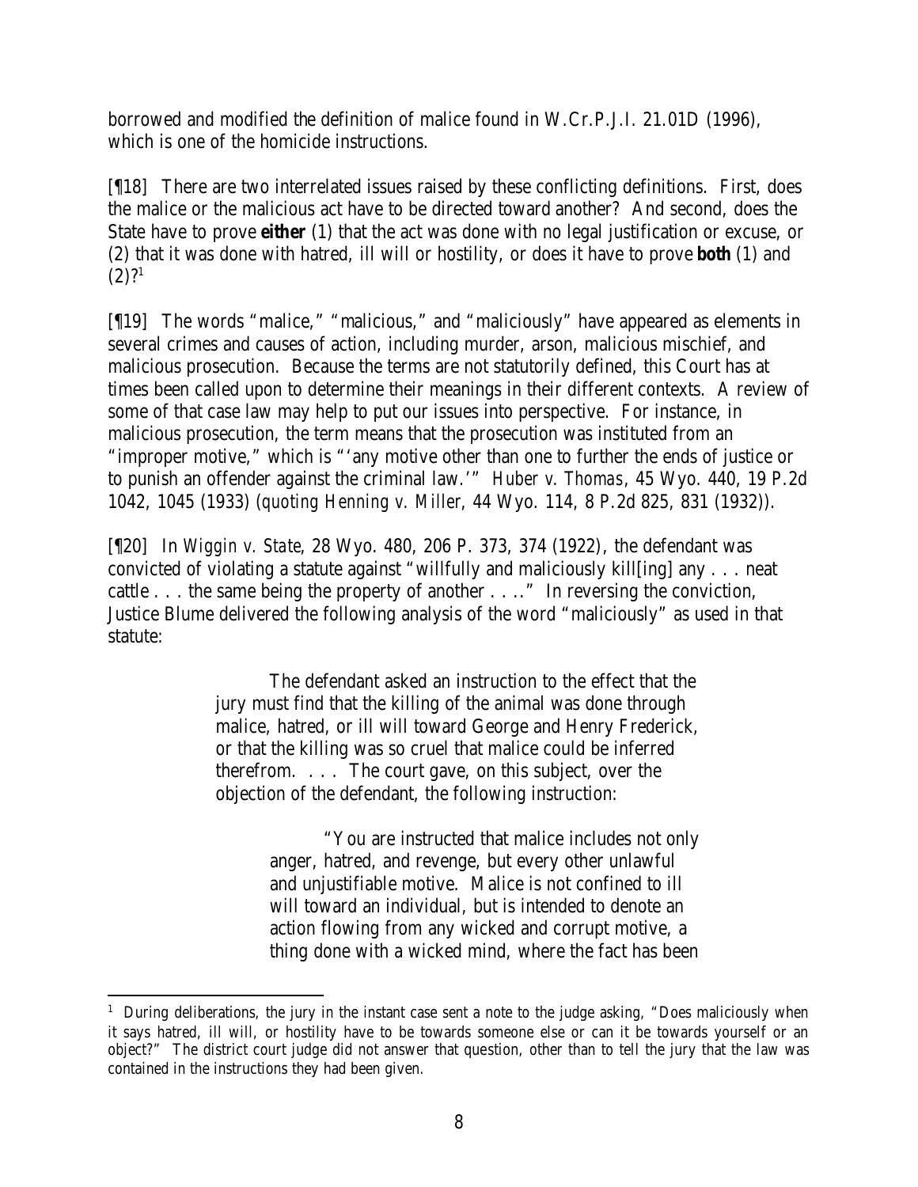borrowed and modified the definition of malice found in W.Cr.P.J.I. 21.01D (1996), which is one of the homicide instructions.

[¶18] There are two interrelated issues raised by these conflicting definitions. First, does the malice or the malicious act have to be directed toward another? And second, does the State have to prove **either** (1) that the act was done with no legal justification or excuse, or (2) that it was done with hatred, ill will or hostility, or does it have to prove **both** (1) and (2)?[1]

[¶19] The words "malice," "malicious," and "maliciously" have appeared as elements in several crimes and causes of action, including murder, arson, malicious mischief, and malicious prosecution. Because the terms are not statutorily defined, this Court has at times been called upon to determine their meanings in their different contexts. A review of some of that case law may help to put our issues into perspective. For instance, in malicious prosecution, the term means that the prosecution was instituted from an "improper motive," which is "'any motive other than one to further the ends of justice or to punish an offender against the criminal law.'" *Huber v. Thomas*, 45 Wyo. 440, 19 P.2d 1042, 1045 (1933) (*quoting Henning v. Miller*, 44 Wyo. 114, 8 P.2d 825, 831 (1932)).

[¶20] In *Wiggin v. State*, 28 Wyo. 480, 206 P. 373, 374 (1922), the defendant was convicted of violating a statute against "willfully and maliciously kill[ing] any . . . neat cattle . . . the same being the property of another . . .." In reversing the conviction, Justice Blume delivered the following analysis of the word "maliciously" as used in that statute:

> The defendant asked an instruction to the effect that the jury must find that the killing of the animal was done through malice, hatred, or ill will toward George and Henry Frederick, or that the killing was so cruel that malice could be inferred therefrom. . . . The court gave, on this subject, over the objection of the defendant, the following instruction:
>
> > "You are instructed that malice includes not only anger, hatred, and revenge, but every other unlawful and unjustifiable motive. Malice is not confined to ill will toward an individual, but is intended to denote an action flowing from any wicked and corrupt motive, a thing done with a wicked mind, where the fact has been

[1] During deliberations, the jury in the instant case sent a note to the judge asking, "Does maliciously when it says hatred, ill will, or hostility have to be towards someone else or can it be towards yourself or an object?" The district court judge did not answer that question, other than to tell the jury that the law was contained in the instructions they had been given.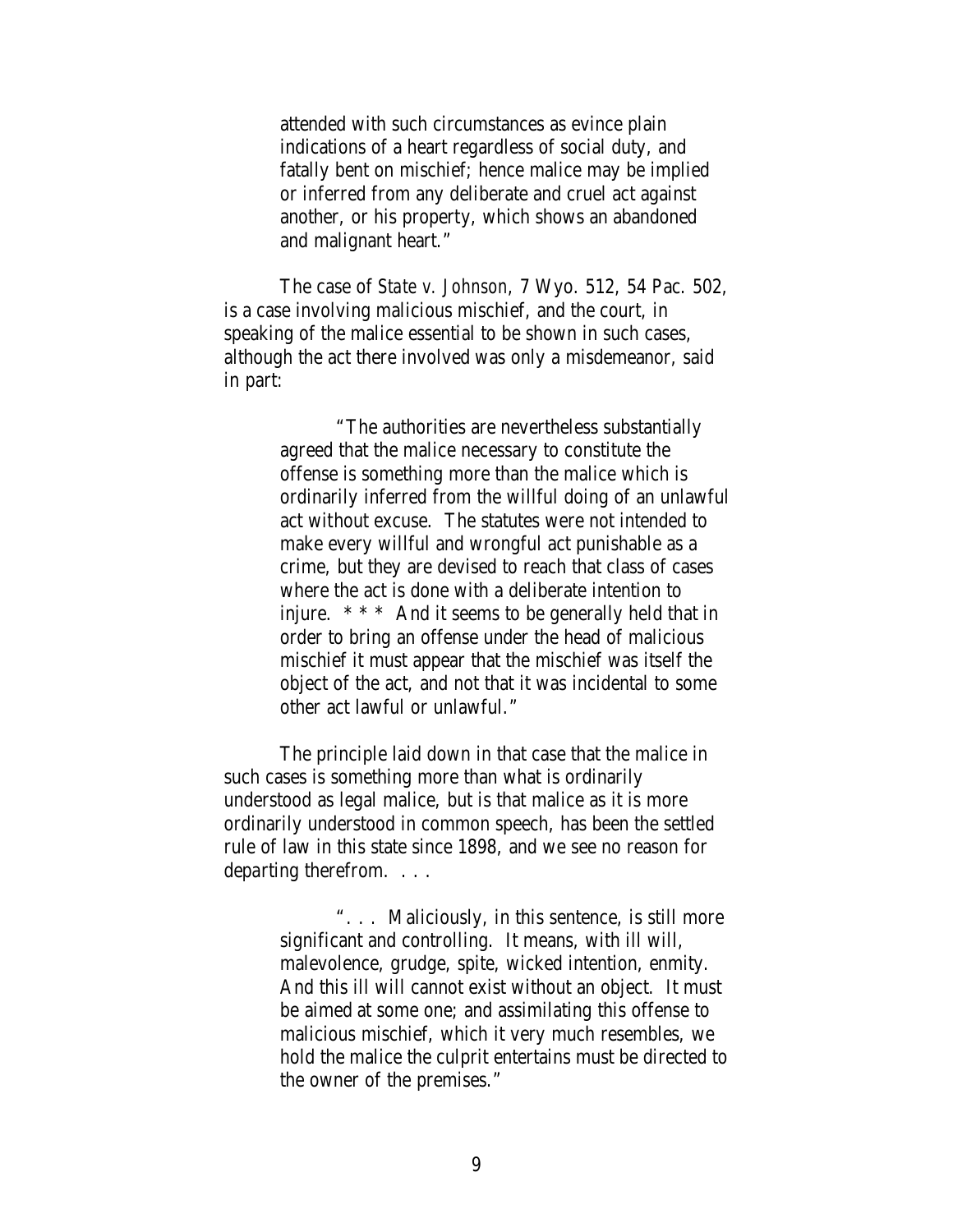> attended with such circumstances as evince plain indications of a heart regardless of social duty, and fatally bent on mischief; hence malice may be implied or inferred from any deliberate and cruel act against another, or his property, which shows an abandoned and malignant heart."

The case of *State v. Johnson*, 7 Wyo. 512, 54 Pac. 502, is a case involving malicious mischief, and the court, in speaking of the malice essential to be shown in such cases, although the act there involved was only a misdemeanor, said in part:

> "The authorities are nevertheless substantially agreed that the malice necessary to constitute the offense is something more than the malice which is ordinarily inferred from the willful doing of an unlawful act without excuse. The statutes were not intended to make every willful and wrongful act punishable as a crime, but they are devised to reach that class of cases where the act is done with a deliberate intention to injure. * * * And it seems to be generally held that in order to bring an offense under the head of malicious mischief it must appear that the mischief was itself the object of the act, and not that it was incidental to some other act lawful or unlawful."

The principle laid down in that case that the malice in such cases is something more than what is ordinarily understood as legal malice, but is that malice as it is more ordinarily understood in common speech, has been the settled rule of law in this state since 1898, and we see no reason for departing therefrom. . . .

> ". . . Maliciously, in this sentence, is still more significant and controlling. It means, with ill will, malevolence, grudge, spite, wicked intention, enmity. And this ill will cannot exist without an object. It must be aimed at some one; and assimilating this offense to malicious mischief, which it very much resembles, we hold the malice the culprit entertains must be directed to the owner of the premises."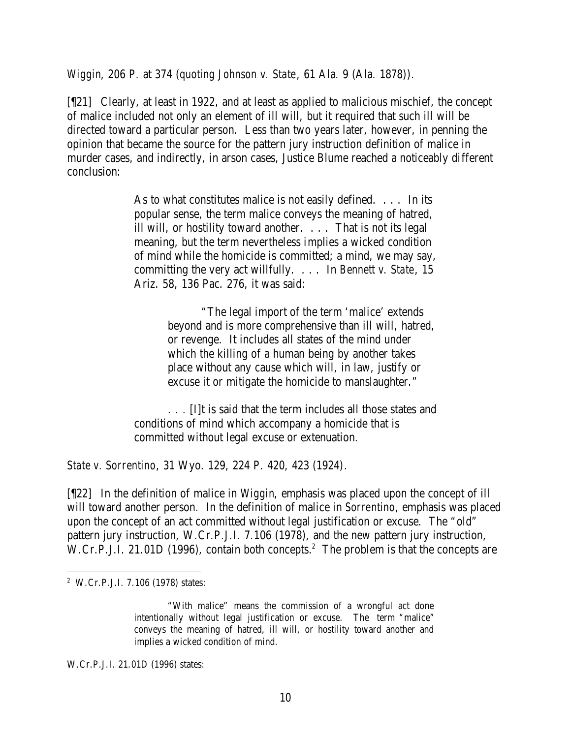*Wiggin*, 206 P. at 374 (*quoting Johnson v. State*, 61 Ala. 9 (Ala. 1878)).

[¶21] Clearly, at least in 1922, and at least as applied to malicious mischief, the concept of malice included not only an element of ill will, but it required that such ill will be directed toward a particular person. Less than two years later, however, in penning the opinion that became the source for the pattern jury instruction definition of malice in murder cases, and indirectly, in arson cases, Justice Blume reached a noticeably different conclusion:

> As to what constitutes malice is not easily defined. . . . In its popular sense, the term malice conveys the meaning of hatred, ill will, or hostility toward another. . . . That is not its legal meaning, but the term nevertheless implies a wicked condition of mind while the homicide is committed; a mind, we may say, committing the very act willfully. . . . In *Bennett v. State*, 15 Ariz. 58, 136 Pac. 276, it was said:
>
> > "The legal import of the term 'malice' extends beyond and is more comprehensive than ill will, hatred, or revenge. It includes all states of the mind under which the killing of a human being by another takes place without any cause which will, in law, justify or excuse it or mitigate the homicide to manslaughter."
>
> . . . [I]t is said that the term includes all those states and conditions of mind which accompany a homicide that is committed without legal excuse or extenuation.

*State v. Sorrentino*, 31 Wyo. 129, 224 P. 420, 423 (1924).

[¶22] In the definition of malice in *Wiggin*, emphasis was placed upon the concept of ill will toward another person. In the definition of malice in *Sorrentino*, emphasis was placed upon the concept of an act committed without legal justification or excuse. The "old" pattern jury instruction, W.Cr.P.J.I. 7.106 (1978), and the new pattern jury instruction, W.Cr.P.J.I. 21.01D (1996), contain both concepts.[2] The problem is that the concepts are

---

[2] W.Cr.P.J.I. 7.106 (1978) states:

> "With malice" means the commission of a wrongful act done intentionally without legal justification or excuse. The term "malice" conveys the meaning of hatred, ill will, or hostility toward another and implies a wicked condition of mind.

W.Cr.P.J.I. 21.01D (1996) states: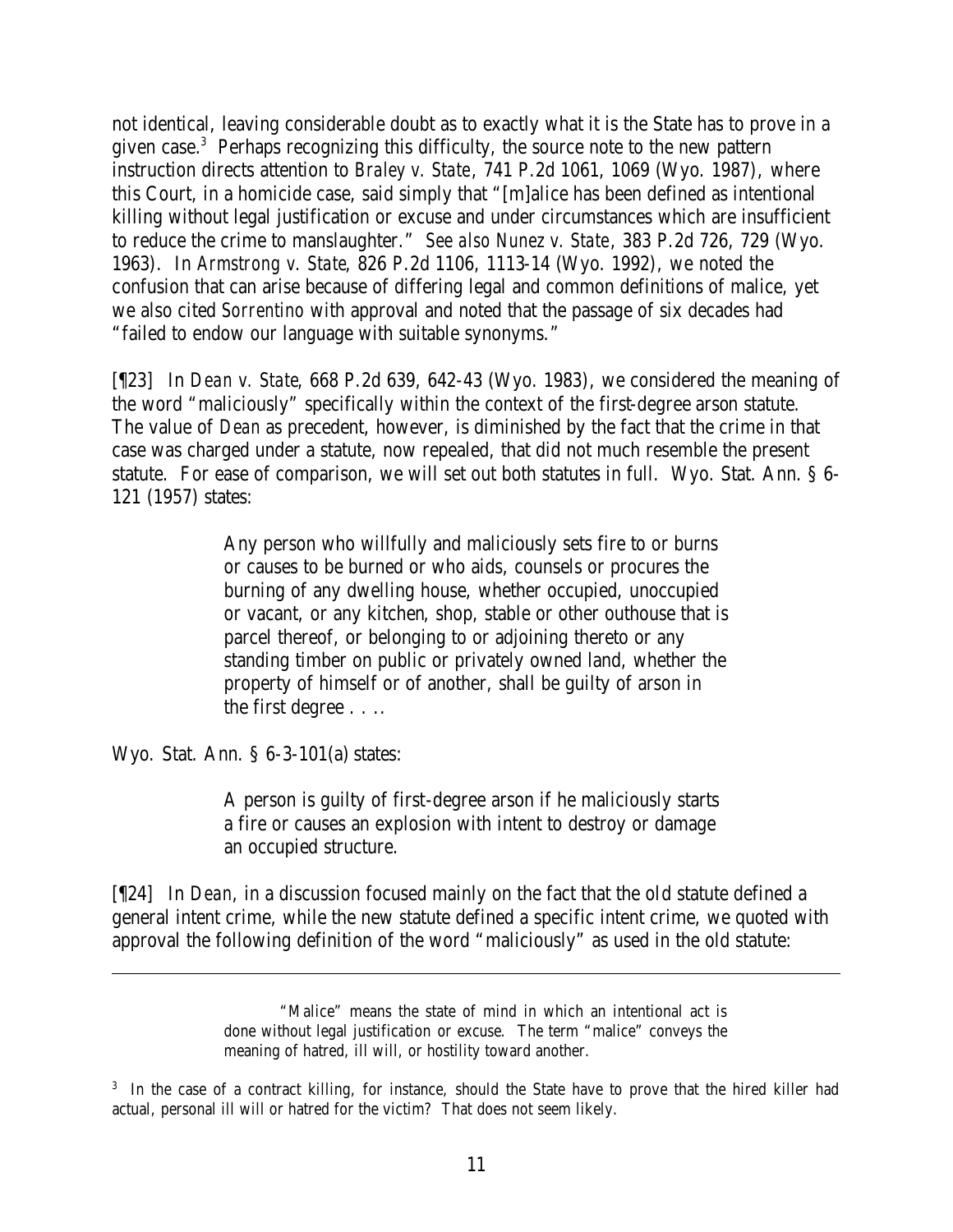not identical, leaving considerable doubt as to exactly what it is the State has to prove in a given case.[3] Perhaps recognizing this difficulty, the source note to the new pattern instruction directs attention to *Braley v. State*, 741 P.2d 1061, 1069 (Wyo. 1987), where this Court, in a homicide case, said simply that "[m]alice has been defined as intentional killing without legal justification or excuse and under circumstances which are insufficient to reduce the crime to manslaughter." *See also Nunez v. State*, 383 P.2d 726, 729 (Wyo. 1963). In *Armstrong v. State*, 826 P.2d 1106, 1113-14 (Wyo. 1992), we noted the confusion that can arise because of differing legal and common definitions of malice, yet we also cited *Sorrentino* with approval and noted that the passage of six decades had "failed to endow our language with suitable synonyms."

[¶23] In *Dean v. State*, 668 P.2d 639, 642-43 (Wyo. 1983), we considered the meaning of the word "maliciously" specifically within the context of the first-degree arson statute. The value of *Dean* as precedent, however, is diminished by the fact that the crime in that case was charged under a statute, now repealed, that did not much resemble the present statute. For ease of comparison, we will set out both statutes in full. Wyo. Stat. Ann. § 6-121 (1957) states:

> Any person who willfully and maliciously sets fire to or burns or causes to be burned or who aids, counsels or procures the burning of any dwelling house, whether occupied, unoccupied or vacant, or any kitchen, shop, stable or other outhouse that is parcel thereof, or belonging to or adjoining thereto or any standing timber on public or privately owned land, whether the property of himself or of another, shall be guilty of arson in the first degree . . ..

Wyo. Stat. Ann. § 6-3-101(a) states:

> A person is guilty of first-degree arson if he maliciously starts a fire or causes an explosion with intent to destroy or damage an occupied structure.

[¶24] In *Dean*, in a discussion focused mainly on the fact that the old statute defined a general intent crime, while the new statute defined a specific intent crime, we quoted with approval the following definition of the word "maliciously" as used in the old statute:

---

> "Malice" means the state of mind in which an intentional act is done without legal justification or excuse. The term "malice" conveys the meaning of hatred, ill will, or hostility toward another.

[3] In the case of a contract killing, for instance, should the State have to prove that the hired killer had actual, personal ill will or hatred for the victim? That does not seem likely.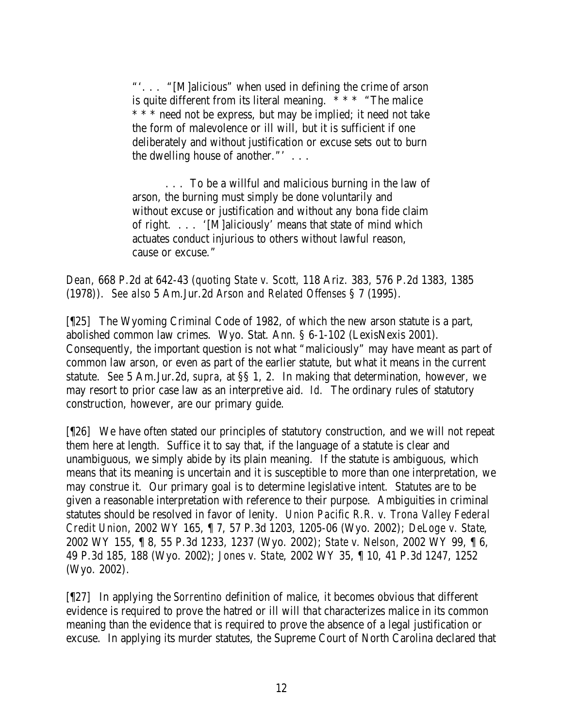> "'. . . "[M]alicious" when used in defining the crime of arson is quite different from its literal meaning. * * * "The malice * * * need not be express, but may be implied; it need not take the form of malevolence or ill will, but it is sufficient if one deliberately and without justification or excuse sets out to burn the dwelling house of another."' . . .
>
> . . . To be a willful and malicious burning in the law of arson, the burning must simply be done voluntarily and without excuse or justification and without any bona fide claim of right. . . . '[M]aliciously' means that state of mind which actuates conduct injurious to others without lawful reason, cause or excuse."

*Dean*, 668 P.2d at 642-43 (*quoting State v. Scott*, 118 Ariz. 383, 576 P.2d 1383, 1385 (1978)). *See also* 5 Am.Jur.2d *Arson and Related Offenses* § 7 (1995).

[¶25] The Wyoming Criminal Code of 1982, of which the new arson statute is a part, abolished common law crimes. Wyo. Stat. Ann. § 6-1-102 (LexisNexis 2001). Consequently, the important question is not what "maliciously" may have meant as part of common law arson, or even as part of the earlier statute, but what it means in the current statute. *See* 5 Am.Jur.2d, *supra*, at §§ 1, 2. In making that determination, however, we may resort to prior case law as an interpretive aid. *Id.* The ordinary rules of statutory construction, however, are our primary guide.

[¶26] We have often stated our principles of statutory construction, and we will not repeat them here at length. Suffice it to say that, if the language of a statute is clear and unambiguous, we simply abide by its plain meaning. If the statute is ambiguous, which means that its meaning is uncertain and it is susceptible to more than one interpretation, we may construe it. Our primary goal is to determine legislative intent. Statutes are to be given a reasonable interpretation with reference to their purpose. Ambiguities in criminal statutes should be resolved in favor of lenity. *Union Pacific R.R. v. Trona Valley Federal Credit Union*, 2002 WY 165, ¶ 7, 57 P.3d 1203, 1205-06 (Wyo. 2002); *DeLoge v. State*, 2002 WY 155, ¶ 8, 55 P.3d 1233, 1237 (Wyo. 2002); *State v. Nelson*, 2002 WY 99, ¶ 6, 49 P.3d 185, 188 (Wyo. 2002); *Jones v. State*, 2002 WY 35, ¶ 10, 41 P.3d 1247, 1252 (Wyo. 2002).

[¶27] In applying the *Sorrentino* definition of malice, it becomes obvious that different evidence is required to prove the hatred or ill will that characterizes malice in its common meaning than the evidence that is required to prove the absence of a legal justification or excuse. In applying its murder statutes, the Supreme Court of North Carolina declared that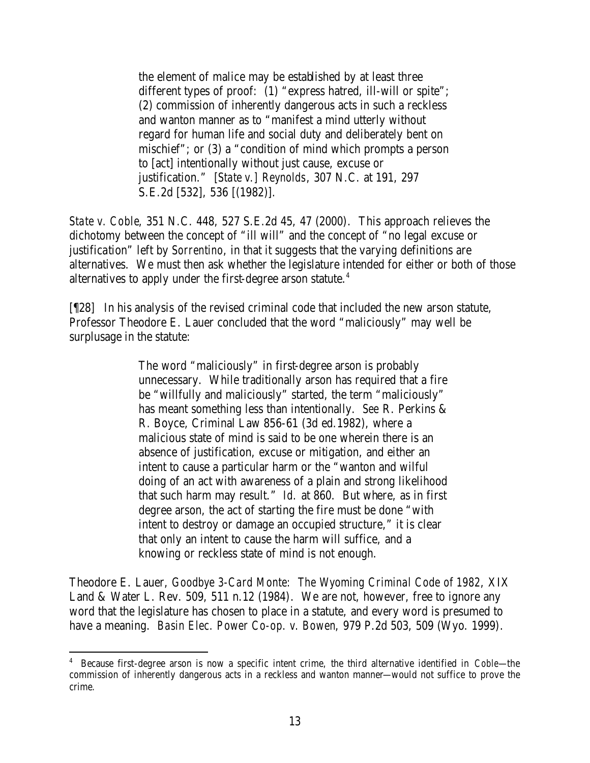> the element of malice may be established by at least three different types of proof: (1) "express hatred, ill-will or spite"; (2) commission of inherently dangerous acts in such a reckless and wanton manner as to "manifest a mind utterly without regard for human life and social duty and deliberately bent on mischief"; or (3) a "condition of mind which prompts a person to [act] intentionally without just cause, excuse or justification." [*State v.*] *Reynolds*, 307 N.C. at 191, 297 S.E.2d [532], 536 [(1982)].

*State v. Coble*, 351 N.C. 448, 527 S.E.2d 45, 47 (2000). This approach relieves the dichotomy between the concept of "ill will" and the concept of "no legal excuse or justification" left by *Sorrentino*, in that it suggests that the varying definitions are alternatives. We must then ask whether the legislature intended for either or both of those alternatives to apply under the first-degree arson statute.[4]

[¶28] In his analysis of the revised criminal code that included the new arson statute, Professor Theodore E. Lauer concluded that the word "maliciously" may well be surplusage in the statute:

> The word "maliciously" in first-degree arson is probably unnecessary. While traditionally arson has required that a fire be "willfully and maliciously" started, the term "maliciously" has meant something less than intentionally. *See* R. Perkins & R. Boyce, Criminal Law 856-61 (3d ed.1982), where a malicious state of mind is said to be one wherein there is an absence of justification, excuse or mitigation, and either an intent to cause a particular harm or the "wanton and wilful doing of an act with awareness of a plain and strong likelihood that such harm may result." *Id.* at 860. But where, as in first degree arson, the act of starting the fire must be done "with intent to destroy or damage an occupied structure," it is clear that only an intent to cause the harm will suffice, and a knowing or reckless state of mind is not enough.

Theodore E. Lauer, *Goodbye 3-Card Monte: The Wyoming Criminal Code of 1982*, XIX Land & Water L. Rev. 509, 511 n.12 (1984). We are not, however, free to ignore any word that the legislature has chosen to place in a statute, and every word is presumed to have a meaning. *Basin Elec. Power Co-op. v. Bowen*, 979 P.2d 503, 509 (Wyo. 1999).

---

[4] Because first-degree arson is now a specific intent crime, the third alternative identified in *Coble*—the commission of inherently dangerous acts in a reckless and wanton manner—would not suffice to prove the crime.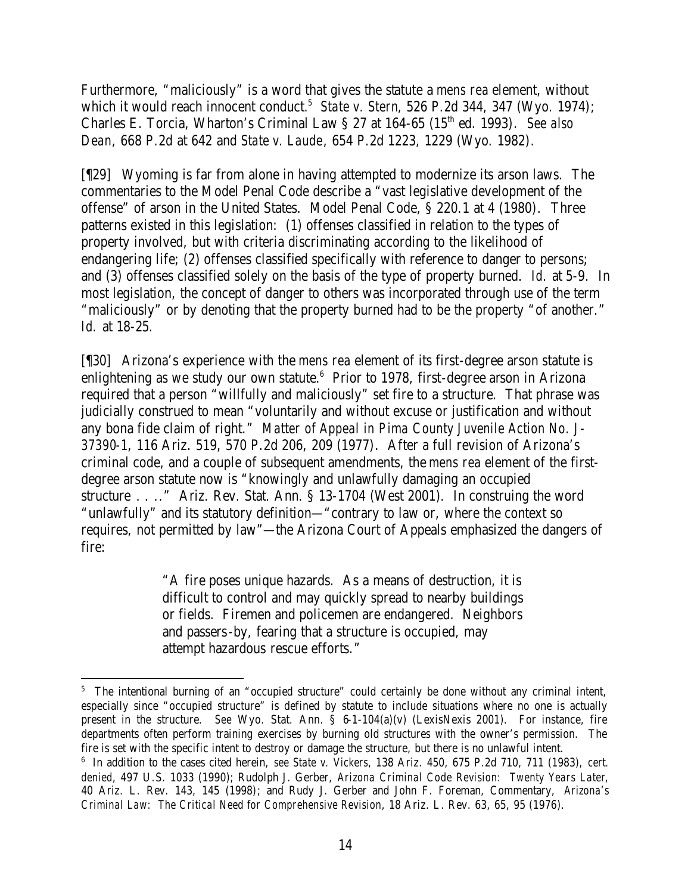Furthermore, "maliciously" is a word that gives the statute a *mens rea* element, without which it would reach innocent conduct.[5] *State v. Stern*, 526 P.2d 344, 347 (Wyo. 1974); Charles E. Torcia, Wharton's Criminal Law § 27 at 164-65 (15th ed. 1993). *See also Dean*, 668 P.2d at 642 and *State v. Laude*, 654 P.2d 1223, 1229 (Wyo. 1982).

[¶29] Wyoming is far from alone in having attempted to modernize its arson laws. The commentaries to the Model Penal Code describe a "vast legislative development of the offense" of arson in the United States. Model Penal Code, § 220.1 at 4 (1980). Three patterns existed in this legislation: (1) offenses classified in relation to the types of property involved, but with criteria discriminating according to the likelihood of endangering life; (2) offenses classified specifically with reference to danger to persons; and (3) offenses classified solely on the basis of the type of property burned. *Id.* at 5-9. In most legislation, the concept of danger to others was incorporated through use of the term "maliciously" or by denoting that the property burned had to be the property "of another." *Id.* at 18-25.

[¶30] Arizona's experience with the *mens rea* element of its first-degree arson statute is enlightening as we study our own statute.[6] Prior to 1978, first-degree arson in Arizona required that a person "willfully and maliciously" set fire to a structure. That phrase was judicially construed to mean "voluntarily and without excuse or justification and without any bona fide claim of right." *Matter of Appeal in Pima County Juvenile Action No. J-37390-1*, 116 Ariz. 519, 570 P.2d 206, 209 (1977). After a full revision of Arizona's criminal code, and a couple of subsequent amendments, the *mens rea* element of the first-degree arson statute now is "knowingly and unlawfully damaging an occupied structure . . .." Ariz. Rev. Stat. Ann. § 13-1704 (West 2001). In construing the word "unlawfully" and its statutory definition—"contrary to law or, where the context so requires, not permitted by law"—the Arizona Court of Appeals emphasized the dangers of fire:

> "A fire poses unique hazards. As a means of destruction, it is difficult to control and may quickly spread to nearby buildings or fields. Firemen and policemen are endangered. Neighbors and passers-by, fearing that a structure is occupied, may attempt hazardous rescue efforts."

---

[5] The intentional burning of an "occupied structure" could certainly be done without any criminal intent, especially since "occupied structure" is defined by statute to include situations where no one is actually present in the structure. *See* Wyo. Stat. Ann. § 6-1-104(a)(v) (LexisNexis 2001). For instance, fire departments often perform training exercises by burning old structures with the owner's permission. The fire is set with the specific intent to destroy or damage the structure, but there is no unlawful intent.

[6] In addition to the cases cited herein, *see State v. Vickers*, 138 Ariz. 450, 675 P.2d 710, 711 (1983), *cert. denied*, 497 U.S. 1033 (1990); Rudolph J. Gerber, *Arizona Criminal Code Revision: Twenty Years Later*, 40 Ariz. L. Rev. 143, 145 (1998); and Rudy J. Gerber and John F. Foreman, Commentary, *Arizona's Criminal Law: The Critical Need for Comprehensive Revision*, 18 Ariz. L. Rev. 63, 65, 95 (1976).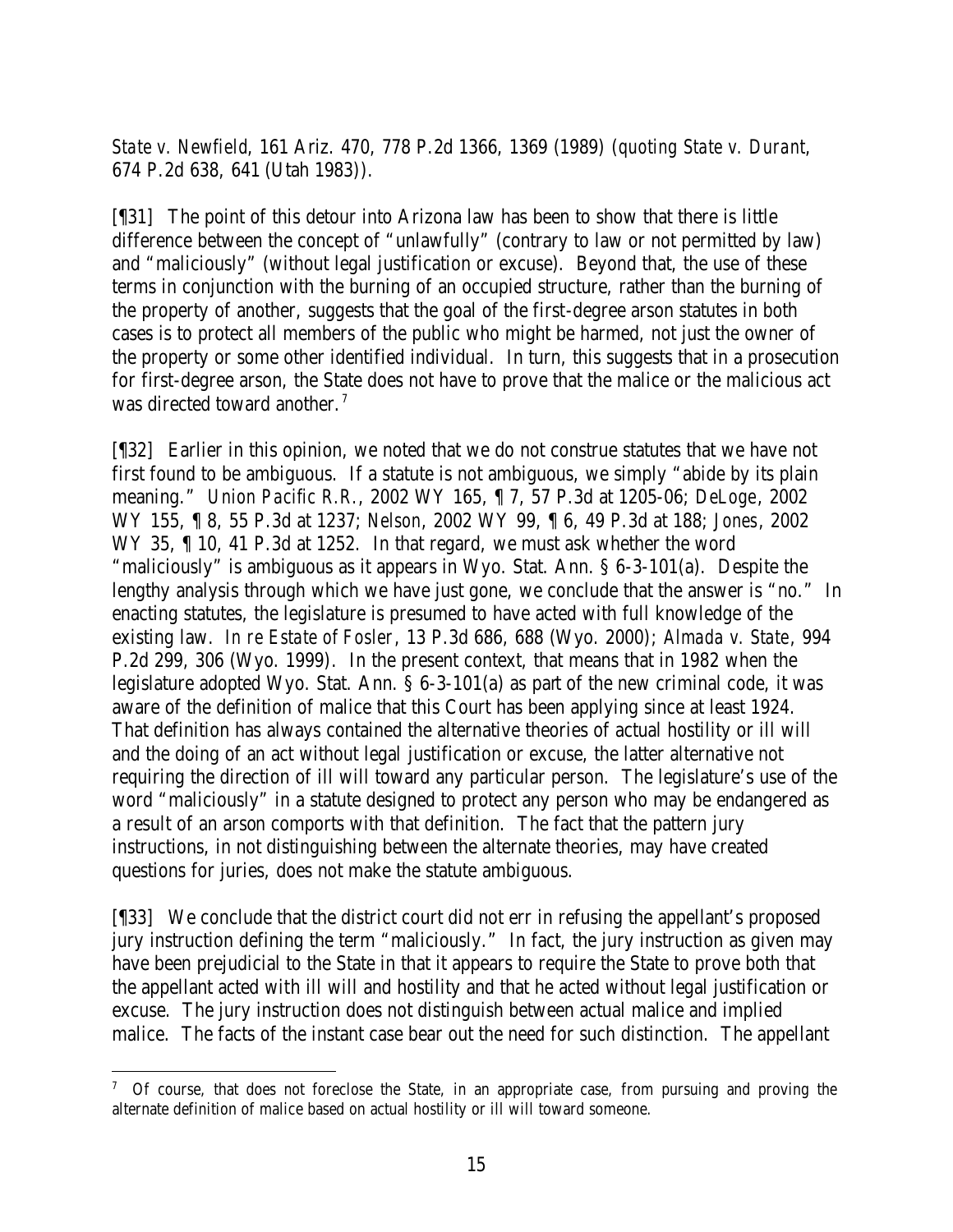*State v. Newfield*, 161 Ariz. 470, 778 P.2d 1366, 1369 (1989) (*quoting State v. Durant*, 674 P.2d 638, 641 (Utah 1983)).

[¶31] The point of this detour into Arizona law has been to show that there is little difference between the concept of "unlawfully" (contrary to law or not permitted by law) and "maliciously" (without legal justification or excuse). Beyond that, the use of these terms in conjunction with the burning of an occupied structure, rather than the burning of the property of another, suggests that the goal of the first-degree arson statutes in both cases is to protect all members of the public who might be harmed, not just the owner of the property or some other identified individual. In turn, this suggests that in a prosecution for first-degree arson, the State does not have to prove that the malice or the malicious act was directed toward another.[7]

[¶32] Earlier in this opinion, we noted that we do not construe statutes that we have not first found to be ambiguous. If a statute is not ambiguous, we simply "abide by its plain meaning." *Union Pacific R.R.*, 2002 WY 165, ¶ 7, 57 P.3d at 1205-06; *DeLoge*, 2002 WY 155, ¶ 8, 55 P.3d at 1237; *Nelson*, 2002 WY 99, ¶ 6, 49 P.3d at 188; *Jones*, 2002 WY 35, ¶ 10, 41 P.3d at 1252. In that regard, we must ask whether the word "maliciously" is ambiguous as it appears in Wyo. Stat. Ann. § 6-3-101(a). Despite the lengthy analysis through which we have just gone, we conclude that the answer is "no." In enacting statutes, the legislature is presumed to have acted with full knowledge of the existing law. *In re Estate of Fosler*, 13 P.3d 686, 688 (Wyo. 2000); *Almada v. State*, 994 P.2d 299, 306 (Wyo. 1999). In the present context, that means that in 1982 when the legislature adopted Wyo. Stat. Ann. § 6-3-101(a) as part of the new criminal code, it was aware of the definition of malice that this Court has been applying since at least 1924. That definition has always contained the alternative theories of actual hostility or ill will and the doing of an act without legal justification or excuse, the latter alternative not requiring the direction of ill will toward any particular person. The legislature's use of the word "maliciously" in a statute designed to protect any person who may be endangered as a result of an arson comports with that definition. The fact that the pattern jury instructions, in not distinguishing between the alternate theories, may have created questions for juries, does not make the statute ambiguous.

[¶33] We conclude that the district court did not err in refusing the appellant's proposed jury instruction defining the term "maliciously." In fact, the jury instruction as given may have been prejudicial to the State in that it appears to require the State to prove both that the appellant acted with ill will and hostility and that he acted without legal justification or excuse. The jury instruction does not distinguish between actual malice and implied malice. The facts of the instant case bear out the need for such distinction. The appellant

---

[7] Of course, that does not foreclose the State, in an appropriate case, from pursuing and proving the alternate definition of malice based on actual hostility or ill will toward someone.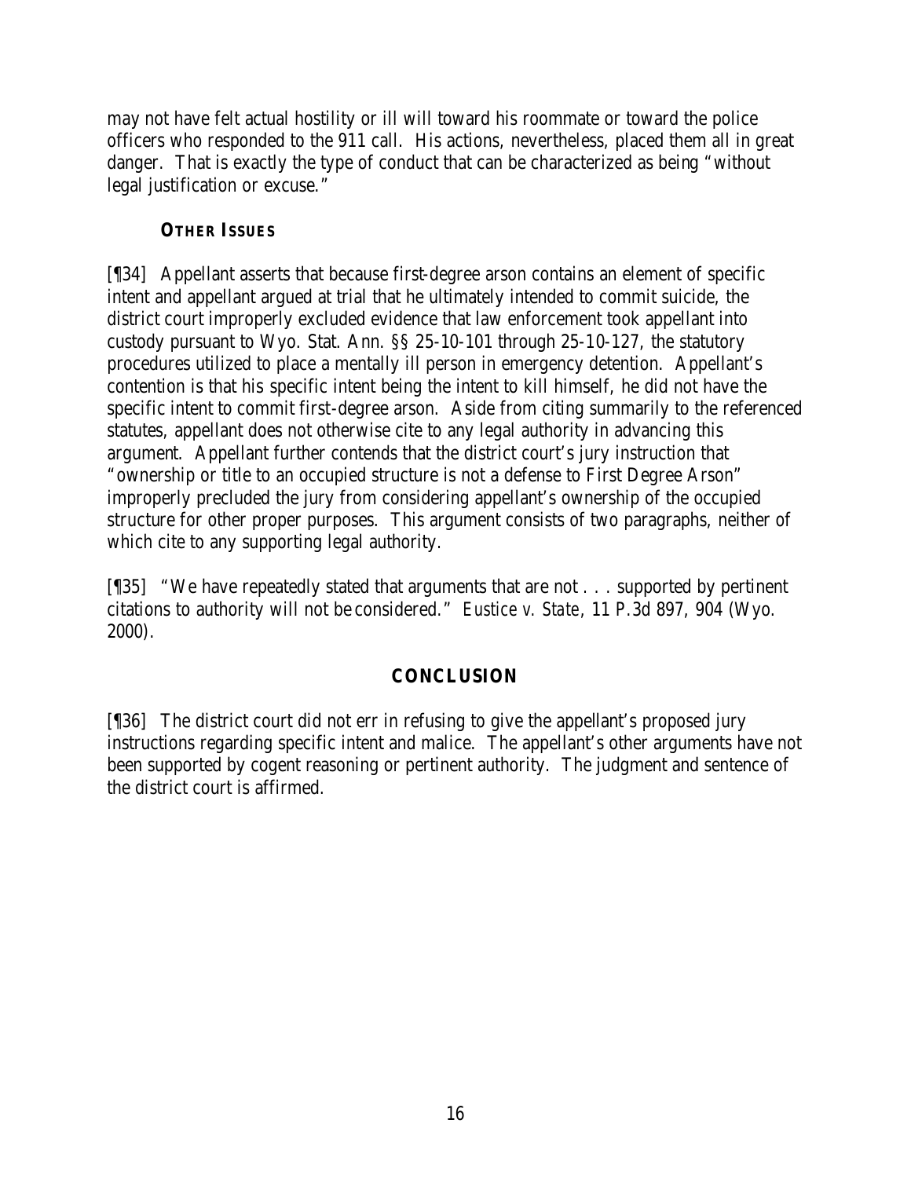may not have felt actual hostility or ill will toward his roommate or toward the police officers who responded to the 911 call. His actions, nevertheless, placed them all in great danger. That is exactly the type of conduct that can be characterized as being "without legal justification or excuse."

### OTHER ISSUES

[¶34] Appellant asserts that because first-degree arson contains an element of specific intent and appellant argued at trial that he ultimately intended to commit suicide, the district court improperly excluded evidence that law enforcement took appellant into custody pursuant to Wyo. Stat. Ann. §§ 25-10-101 through 25-10-127, the statutory procedures utilized to place a mentally ill person in emergency detention. Appellant's contention is that his specific intent being the intent to kill himself, he did not have the specific intent to commit first-degree arson. Aside from citing summarily to the referenced statutes, appellant does not otherwise cite to any legal authority in advancing this argument. Appellant further contends that the district court's jury instruction that "ownership or title to an occupied structure is not a defense to First Degree Arson" improperly precluded the jury from considering appellant's ownership of the occupied structure for other proper purposes. This argument consists of two paragraphs, neither of which cite to any supporting legal authority.

[¶35] "We have repeatedly stated that arguments that are not . . . supported by pertinent citations to authority will not be considered." *Eustice v. State*, 11 P.3d 897, 904 (Wyo. 2000).

## CONCLUSION

[¶36] The district court did not err in refusing to give the appellant's proposed jury instructions regarding specific intent and malice. The appellant's other arguments have not been supported by cogent reasoning or pertinent authority. The judgment and sentence of the district court is affirmed.